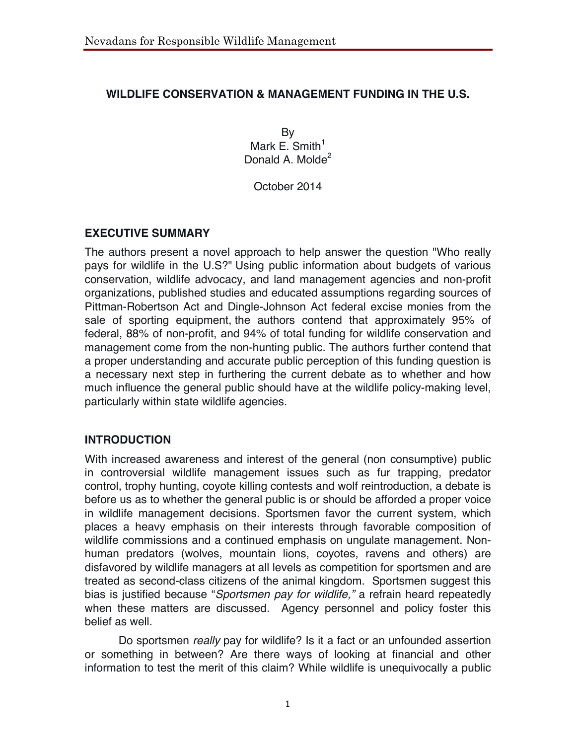# WILDLIFE CONSERVATION & MANAGEMENT FUNDING IN THE U.S.

By
Mark E. Smith[1]
Donald A. Molde[2]

October 2014

## EXECUTIVE SUMMARY

The authors present a novel approach to help answer the question "Who really pays for wildlife in the U.S?" Using public information about budgets of various conservation, wildlife advocacy, and land management agencies and non-profit organizations, published studies and educated assumptions regarding sources of Pittman-Robertson Act and Dingle-Johnson Act federal excise monies from the sale of sporting equipment, the authors contend that approximately 95% of federal, 88% of non-profit, and 94% of total funding for wildlife conservation and management come from the non-hunting public. The authors further contend that a proper understanding and accurate public perception of this funding question is a necessary next step in furthering the current debate as to whether and how much influence the general public should have at the wildlife policy-making level, particularly within state wildlife agencies.

## INTRODUCTION

With increased awareness and interest of the general (non consumptive) public in controversial wildlife management issues such as fur trapping, predator control, trophy hunting, coyote killing contests and wolf reintroduction, a debate is before us as to whether the general public is or should be afforded a proper voice in wildlife management decisions. Sportsmen favor the current system, which places a heavy emphasis on their interests through favorable composition of wildlife commissions and a continued emphasis on ungulate management. Non-human predators (wolves, mountain lions, coyotes, ravens and others) are disfavored by wildlife managers at all levels as competition for sportsmen and are treated as second-class citizens of the animal kingdom. Sportsmen suggest this bias is justified because "*Sportsmen pay for wildlife,*" a refrain heard repeatedly when these matters are discussed. Agency personnel and policy foster this belief as well.

Do sportsmen *really* pay for wildlife? Is it a fact or an unfounded assertion or something in between? Are there ways of looking at financial and other information to test the merit of this claim? While wildlife is unequivocally a public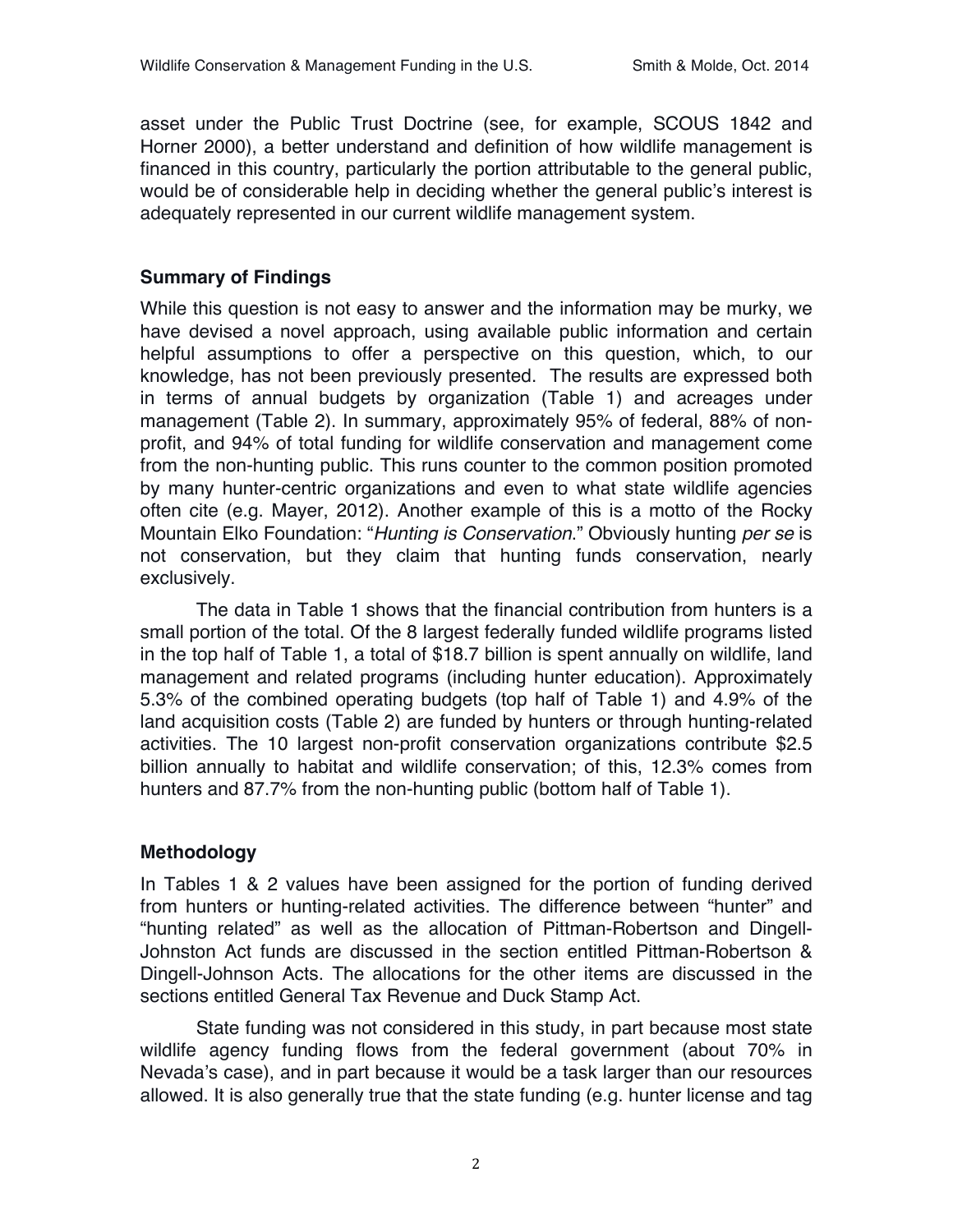asset under the Public Trust Doctrine (see, for example, SCOUS 1842 and Horner 2000), a better understand and definition of how wildlife management is financed in this country, particularly the portion attributable to the general public, would be of considerable help in deciding whether the general public's interest is adequately represented in our current wildlife management system.

## Summary of Findings

While this question is not easy to answer and the information may be murky, we have devised a novel approach, using available public information and certain helpful assumptions to offer a perspective on this question, which, to our knowledge, has not been previously presented. The results are expressed both in terms of annual budgets by organization (Table 1) and acreages under management (Table 2). In summary, approximately 95% of federal, 88% of non-profit, and 94% of total funding for wildlife conservation and management come from the non-hunting public. This runs counter to the common position promoted by many hunter-centric organizations and even to what state wildlife agencies often cite (e.g. Mayer, 2012). Another example of this is a motto of the Rocky Mountain Elko Foundation: "*Hunting is Conservation*." Obviously hunting *per se* is not conservation, but they claim that hunting funds conservation, nearly exclusively.

The data in Table 1 shows that the financial contribution from hunters is a small portion of the total. Of the 8 largest federally funded wildlife programs listed in the top half of Table 1, a total of $18.7 billion is spent annually on wildlife, land management and related programs (including hunter education). Approximately 5.3% of the combined operating budgets (top half of Table 1) and 4.9% of the land acquisition costs (Table 2) are funded by hunters or through hunting-related activities. The 10 largest non-profit conservation organizations contribute $2.5 billion annually to habitat and wildlife conservation; of this, 12.3% comes from hunters and 87.7% from the non-hunting public (bottom half of Table 1).

## Methodology

In Tables 1 & 2 values have been assigned for the portion of funding derived from hunters or hunting-related activities. The difference between "hunter" and "hunting related" as well as the allocation of Pittman-Robertson and Dingell-Johnston Act funds are discussed in the section entitled Pittman-Robertson & Dingell-Johnson Acts. The allocations for the other items are discussed in the sections entitled General Tax Revenue and Duck Stamp Act.

State funding was not considered in this study, in part because most state wildlife agency funding flows from the federal government (about 70% in Nevada's case), and in part because it would be a task larger than our resources allowed. It is also generally true that the state funding (e.g. hunter license and tag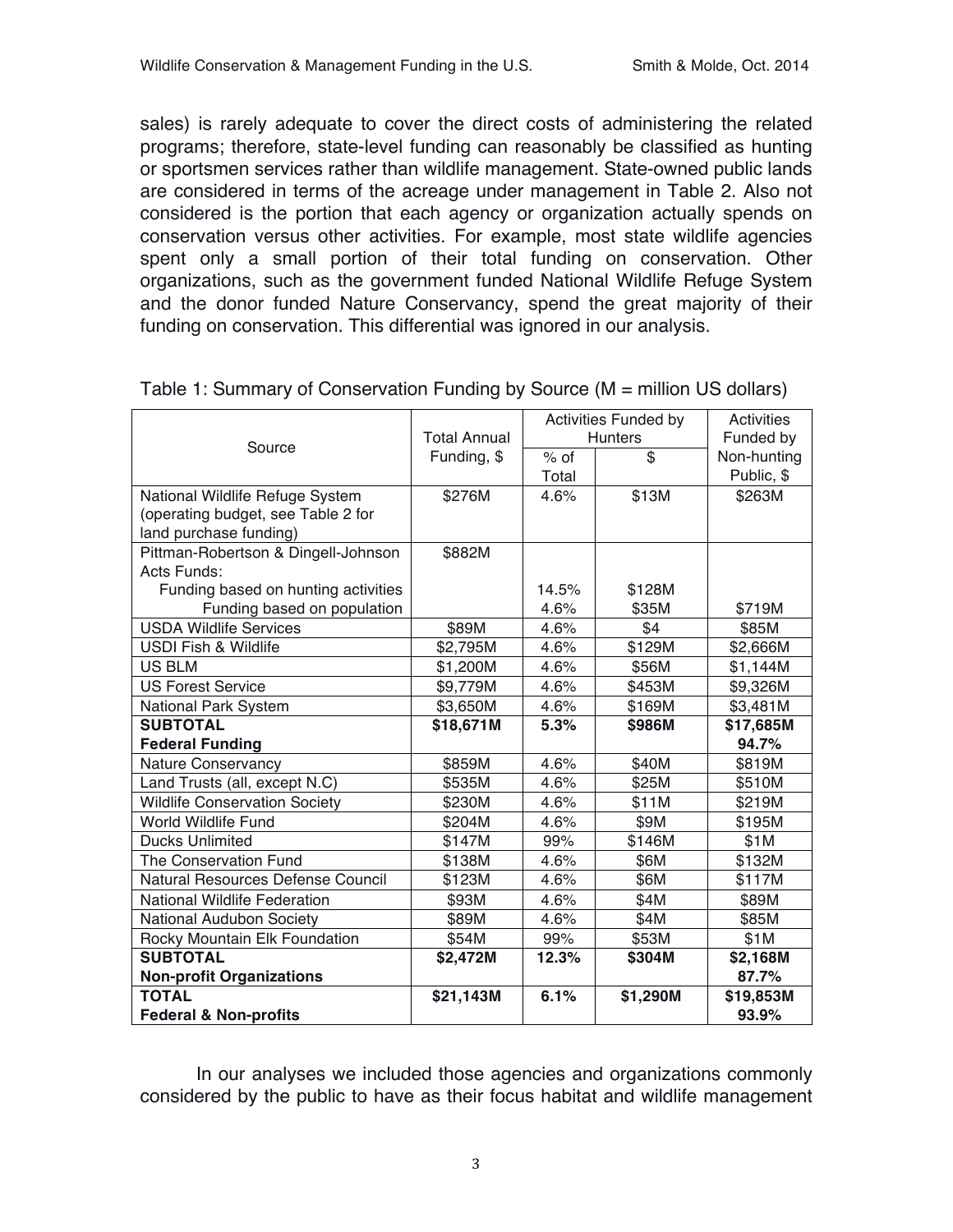sales) is rarely adequate to cover the direct costs of administering the related programs; therefore, state-level funding can reasonably be classified as hunting or sportsmen services rather than wildlife management. State-owned public lands are considered in terms of the acreage under management in Table 2. Also not considered is the portion that each agency or organization actually spends on conservation versus other activities. For example, most state wildlife agencies spent only a small portion of their total funding on conservation. Other organizations, such as the government funded National Wildlife Refuge System and the donor funded Nature Conservancy, spend the great majority of their funding on conservation. This differential was ignored in our analysis.

Table 1: Summary of Conservation Funding by Source (M = million US dollars)

| Source | Total Annual Funding, $ | Activities Funded by Hunters | | Activities Funded by Non-hunting Public, $ |
|---|---|---|---|---|
| | | % of Total | $ | |
| National Wildlife Refuge System (operating budget, see Table 2 for land purchase funding) | $276M | 4.6% | $13M | $263M |
| Pittman-Robertson & Dingell-Johnson Acts Funds: | $882M | | | |
| Funding based on hunting activities | | 14.5% | $128M | |
| Funding based on population | | 4.6% | $35M | $719M |
| USDA Wildlife Services | $89M | 4.6% | $4 | $85M |
| USDI Fish & Wildlife | $2,795M | 4.6% | $129M | $2,666M |
| US BLM | $1,200M | 4.6% | $56M | $1,144M |
| US Forest Service | $9,779M | 4.6% | $453M | $9,326M |
| National Park System | $3,650M | 4.6% | $169M | $3,481M |
| **SUBTOTAL Federal Funding** | **$18,671M** | **5.3%** | **$986M** | **$17,685M 94.7%** |
| Nature Conservancy | $859M | 4.6% | $40M | $819M |
| Land Trusts (all, except N.C) | $535M | 4.6% | $25M | $510M |
| Wildlife Conservation Society | $230M | 4.6% | $11M | $219M |
| World Wildlife Fund | $204M | 4.6% | $9M | $195M |
| Ducks Unlimited | $147M | 99% | $146M | $1M |
| The Conservation Fund | $138M | 4.6% | $6M | $132M |
| Natural Resources Defense Council | $123M | 4.6% | $6M | $117M |
| National Wildlife Federation | $93M | 4.6% | $4M | $89M |
| National Audubon Society | $89M | 4.6% | $4M | $85M |
| Rocky Mountain Elk Foundation | $54M | 99% | $53M | $1M |
| **SUBTOTAL Non-profit Organizations** | **$2,472M** | **12.3%** | **$304M** | **$2,168M 87.7%** |
| **TOTAL Federal & Non-profits** | **$21,143M** | **6.1%** | **$1,290M** | **$19,853M 93.9%** |

In our analyses we included those agencies and organizations commonly considered by the public to have as their focus habitat and wildlife management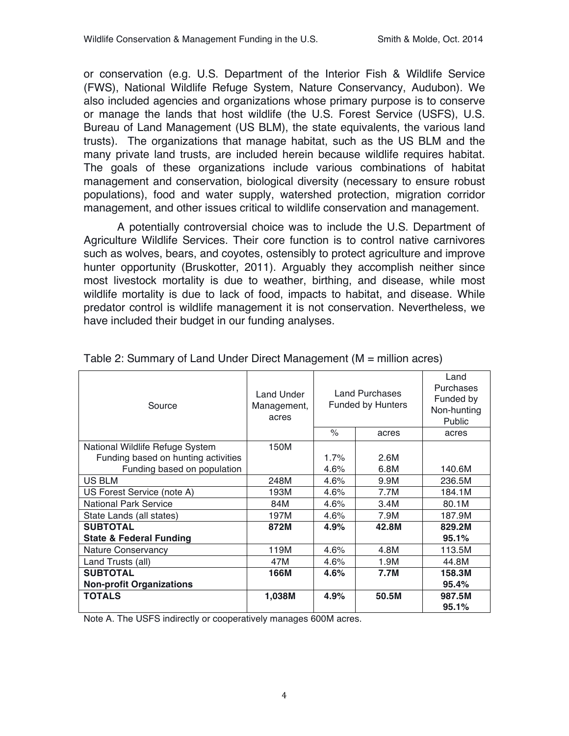or conservation (e.g. U.S. Department of the Interior Fish & Wildlife Service (FWS), National Wildlife Refuge System, Nature Conservancy, Audubon). We also included agencies and organizations whose primary purpose is to conserve or manage the lands that host wildlife (the U.S. Forest Service (USFS), U.S. Bureau of Land Management (US BLM), the state equivalents, the various land trusts). The organizations that manage habitat, such as the US BLM and the many private land trusts, are included herein because wildlife requires habitat. The goals of these organizations include various combinations of habitat management and conservation, biological diversity (necessary to ensure robust populations), food and water supply, watershed protection, migration corridor management, and other issues critical to wildlife conservation and management.

A potentially controversial choice was to include the U.S. Department of Agriculture Wildlife Services. Their core function is to control native carnivores such as wolves, bears, and coyotes, ostensibly to protect agriculture and improve hunter opportunity (Bruskotter, 2011). Arguably they accomplish neither since most livestock mortality is due to weather, birthing, and disease, while most wildlife mortality is due to lack of food, impacts to habitat, and disease. While predator control is wildlife management it is not conservation. Nevertheless, we have included their budget in our funding analyses.

Table 2: Summary of Land Under Direct Management (M = million acres)

| Source | Land Under Management, acres | Land Purchases Funded by Hunters | | Land Purchases Funded by Non-hunting Public |
|---|---|---|---|---|
| | | % | acres | acres |
| National Wildlife Refuge System | 150M | | | |
| Funding based on hunting activities | | 1.7% | 2.6M | |
| Funding based on population | | 4.6% | 6.8M | 140.6M |
| US BLM | 248M | 4.6% | 9.9M | 236.5M |
| US Forest Service (note A) | 193M | 4.6% | 7.7M | 184.1M |
| National Park Service | 84M | 4.6% | 3.4M | 80.1M |
| State Lands (all states) | 197M | 4.6% | 7.9M | 187.9M |
| **SUBTOTAL State & Federal Funding** | **872M** | **4.9%** | **42.8M** | **829.2M 95.1%** |
| Nature Conservancy | 119M | 4.6% | 4.8M | 113.5M |
| Land Trusts (all) | 47M | 4.6% | 1.9M | 44.8M |
| **SUBTOTAL Non-profit Organizations** | **166M** | **4.6%** | **7.7M** | **158.3M 95.4%** |
| **TOTALS** | **1,038M** | **4.9%** | **50.5M** | **987.5M 95.1%** |

Note A. The USFS indirectly or cooperatively manages 600M acres.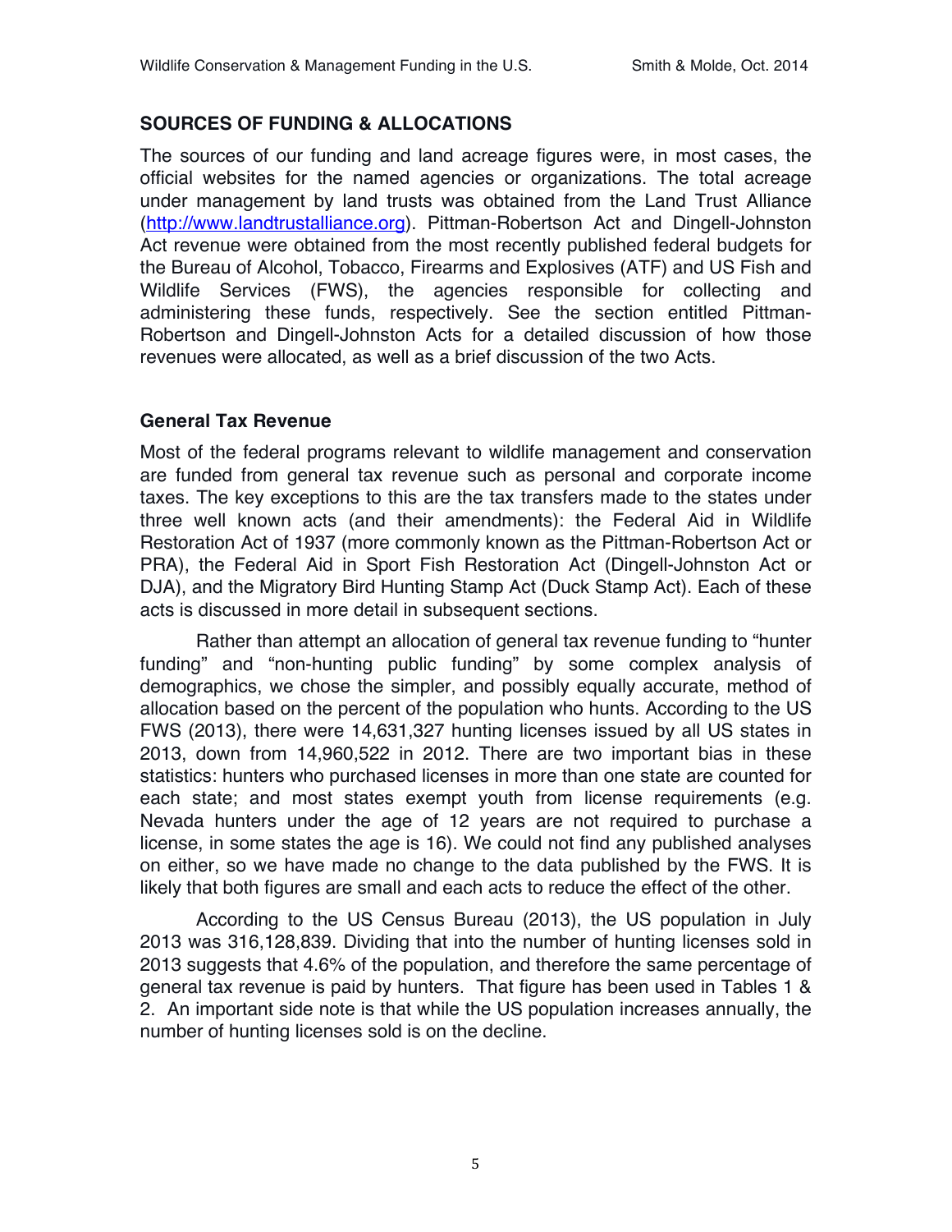## SOURCES OF FUNDING & ALLOCATIONS

The sources of our funding and land acreage figures were, in most cases, the official websites for the named agencies or organizations. The total acreage under management by land trusts was obtained from the Land Trust Alliance (http://www.landtrustalliance.org). Pittman-Robertson Act and Dingell-Johnston Act revenue were obtained from the most recently published federal budgets for the Bureau of Alcohol, Tobacco, Firearms and Explosives (ATF) and US Fish and Wildlife Services (FWS), the agencies responsible for collecting and administering these funds, respectively. See the section entitled Pittman-Robertson and Dingell-Johnston Acts for a detailed discussion of how those revenues were allocated, as well as a brief discussion of the two Acts.

### General Tax Revenue

Most of the federal programs relevant to wildlife management and conservation are funded from general tax revenue such as personal and corporate income taxes. The key exceptions to this are the tax transfers made to the states under three well known acts (and their amendments): the Federal Aid in Wildlife Restoration Act of 1937 (more commonly known as the Pittman-Robertson Act or PRA), the Federal Aid in Sport Fish Restoration Act (Dingell-Johnston Act or DJA), and the Migratory Bird Hunting Stamp Act (Duck Stamp Act). Each of these acts is discussed in more detail in subsequent sections.

Rather than attempt an allocation of general tax revenue funding to "hunter funding" and "non-hunting public funding" by some complex analysis of demographics, we chose the simpler, and possibly equally accurate, method of allocation based on the percent of the population who hunts. According to the US FWS (2013), there were 14,631,327 hunting licenses issued by all US states in 2013, down from 14,960,522 in 2012. There are two important bias in these statistics: hunters who purchased licenses in more than one state are counted for each state; and most states exempt youth from license requirements (e.g. Nevada hunters under the age of 12 years are not required to purchase a license, in some states the age is 16). We could not find any published analyses on either, so we have made no change to the data published by the FWS. It is likely that both figures are small and each acts to reduce the effect of the other.

According to the US Census Bureau (2013), the US population in July 2013 was 316,128,839. Dividing that into the number of hunting licenses sold in 2013 suggests that 4.6% of the population, and therefore the same percentage of general tax revenue is paid by hunters. That figure has been used in Tables 1 & 2. An important side note is that while the US population increases annually, the number of hunting licenses sold is on the decline.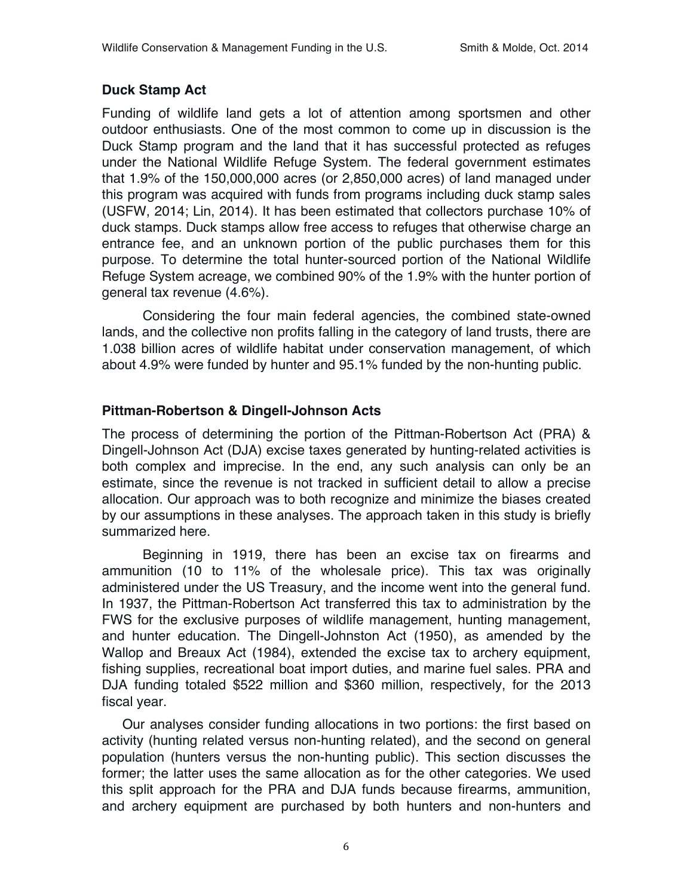## Duck Stamp Act

Funding of wildlife land gets a lot of attention among sportsmen and other outdoor enthusiasts. One of the most common to come up in discussion is the Duck Stamp program and the land that it has successful protected as refuges under the National Wildlife Refuge System. The federal government estimates that 1.9% of the 150,000,000 acres (or 2,850,000 acres) of land managed under this program was acquired with funds from programs including duck stamp sales (USFW, 2014; Lin, 2014). It has been estimated that collectors purchase 10% of duck stamps. Duck stamps allow free access to refuges that otherwise charge an entrance fee, and an unknown portion of the public purchases them for this purpose. To determine the total hunter-sourced portion of the National Wildlife Refuge System acreage, we combined 90% of the 1.9% with the hunter portion of general tax revenue (4.6%).

Considering the four main federal agencies, the combined state-owned lands, and the collective non profits falling in the category of land trusts, there are 1.038 billion acres of wildlife habitat under conservation management, of which about 4.9% were funded by hunter and 95.1% funded by the non-hunting public.

## Pittman-Robertson & Dingell-Johnson Acts

The process of determining the portion of the Pittman-Robertson Act (PRA) & Dingell-Johnson Act (DJA) excise taxes generated by hunting-related activities is both complex and imprecise. In the end, any such analysis can only be an estimate, since the revenue is not tracked in sufficient detail to allow a precise allocation. Our approach was to both recognize and minimize the biases created by our assumptions in these analyses. The approach taken in this study is briefly summarized here.

Beginning in 1919, there has been an excise tax on firearms and ammunition (10 to 11% of the wholesale price). This tax was originally administered under the US Treasury, and the income went into the general fund. In 1937, the Pittman-Robertson Act transferred this tax to administration by the FWS for the exclusive purposes of wildlife management, hunting management, and hunter education. The Dingell-Johnston Act (1950), as amended by the Wallop and Breaux Act (1984), extended the excise tax to archery equipment, fishing supplies, recreational boat import duties, and marine fuel sales. PRA and DJA funding totaled $522 million and $360 million, respectively, for the 2013 fiscal year.

Our analyses consider funding allocations in two portions: the first based on activity (hunting related versus non-hunting related), and the second on general population (hunters versus the non-hunting public). This section discusses the former; the latter uses the same allocation as for the other categories. We used this split approach for the PRA and DJA funds because firearms, ammunition, and archery equipment are purchased by both hunters and non-hunters and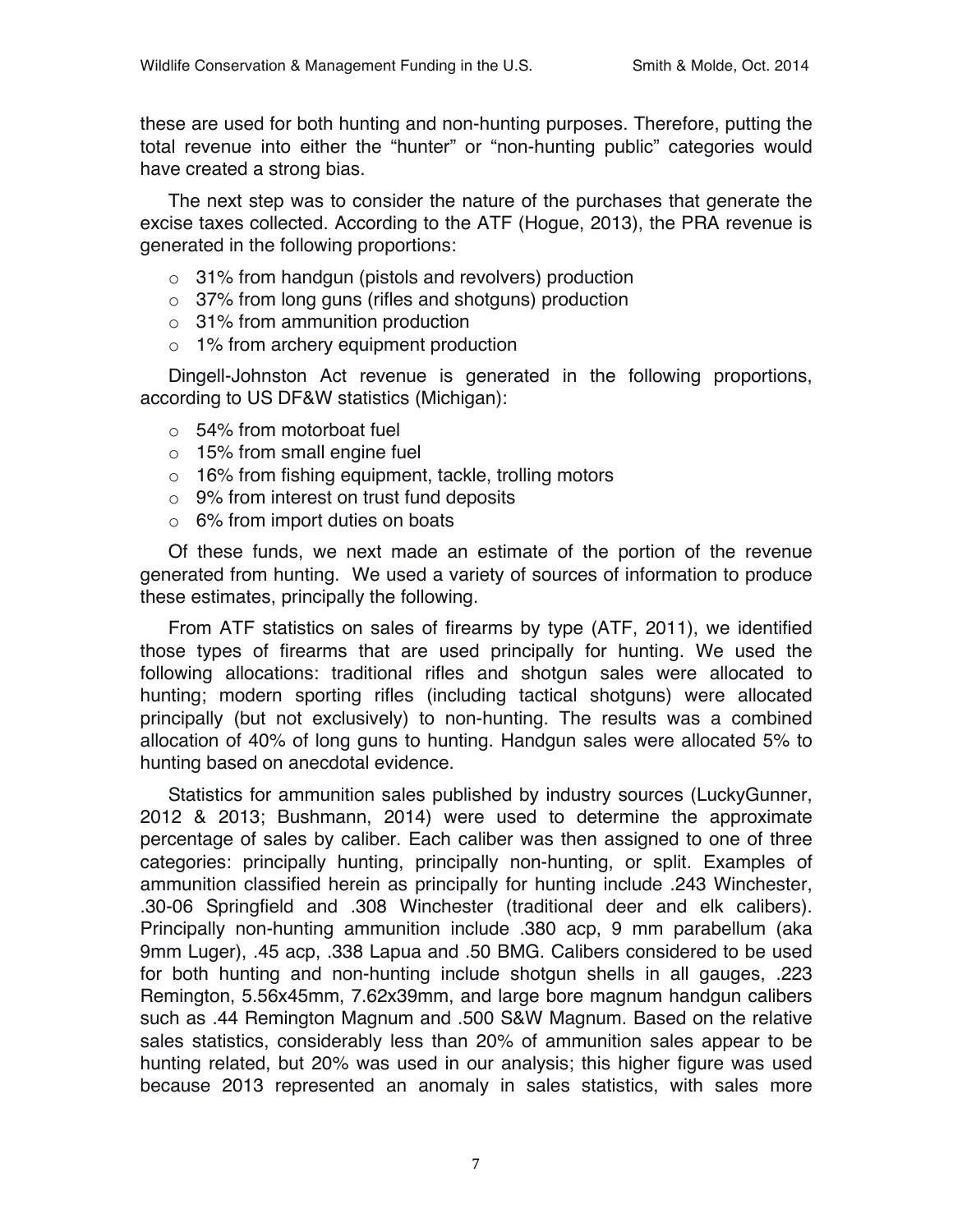these are used for both hunting and non-hunting purposes. Therefore, putting the total revenue into either the "hunter" or "non-hunting public" categories would have created a strong bias.

The next step was to consider the nature of the purchases that generate the excise taxes collected. According to the ATF (Hogue, 2013), the PRA revenue is generated in the following proportions:

- 31% from handgun (pistols and revolvers) production
- 37% from long guns (rifles and shotguns) production
- 31% from ammunition production
- 1% from archery equipment production

Dingell-Johnston Act revenue is generated in the following proportions, according to US DF&W statistics (Michigan):

- 54% from motorboat fuel
- 15% from small engine fuel
- 16% from fishing equipment, tackle, trolling motors
- 9% from interest on trust fund deposits
- 6% from import duties on boats

Of these funds, we next made an estimate of the portion of the revenue generated from hunting. We used a variety of sources of information to produce these estimates, principally the following.

From ATF statistics on sales of firearms by type (ATF, 2011), we identified those types of firearms that are used principally for hunting. We used the following allocations: traditional rifles and shotgun sales were allocated to hunting; modern sporting rifles (including tactical shotguns) were allocated principally (but not exclusively) to non-hunting. The results was a combined allocation of 40% of long guns to hunting. Handgun sales were allocated 5% to hunting based on anecdotal evidence.

Statistics for ammunition sales published by industry sources (LuckyGunner, 2012 & 2013; Bushmann, 2014) were used to determine the approximate percentage of sales by caliber. Each caliber was then assigned to one of three categories: principally hunting, principally non-hunting, or split. Examples of ammunition classified herein as principally for hunting include .243 Winchester, .30-06 Springfield and .308 Winchester (traditional deer and elk calibers). Principally non-hunting ammunition include .380 acp, 9 mm parabellum (aka 9mm Luger), .45 acp, .338 Lapua and .50 BMG. Calibers considered to be used for both hunting and non-hunting include shotgun shells in all gauges, .223 Remington, 5.56x45mm, 7.62x39mm, and large bore magnum handgun calibers such as .44 Remington Magnum and .500 S&W Magnum. Based on the relative sales statistics, considerably less than 20% of ammunition sales appear to be hunting related, but 20% was used in our analysis; this higher figure was used because 2013 represented an anomaly in sales statistics, with sales more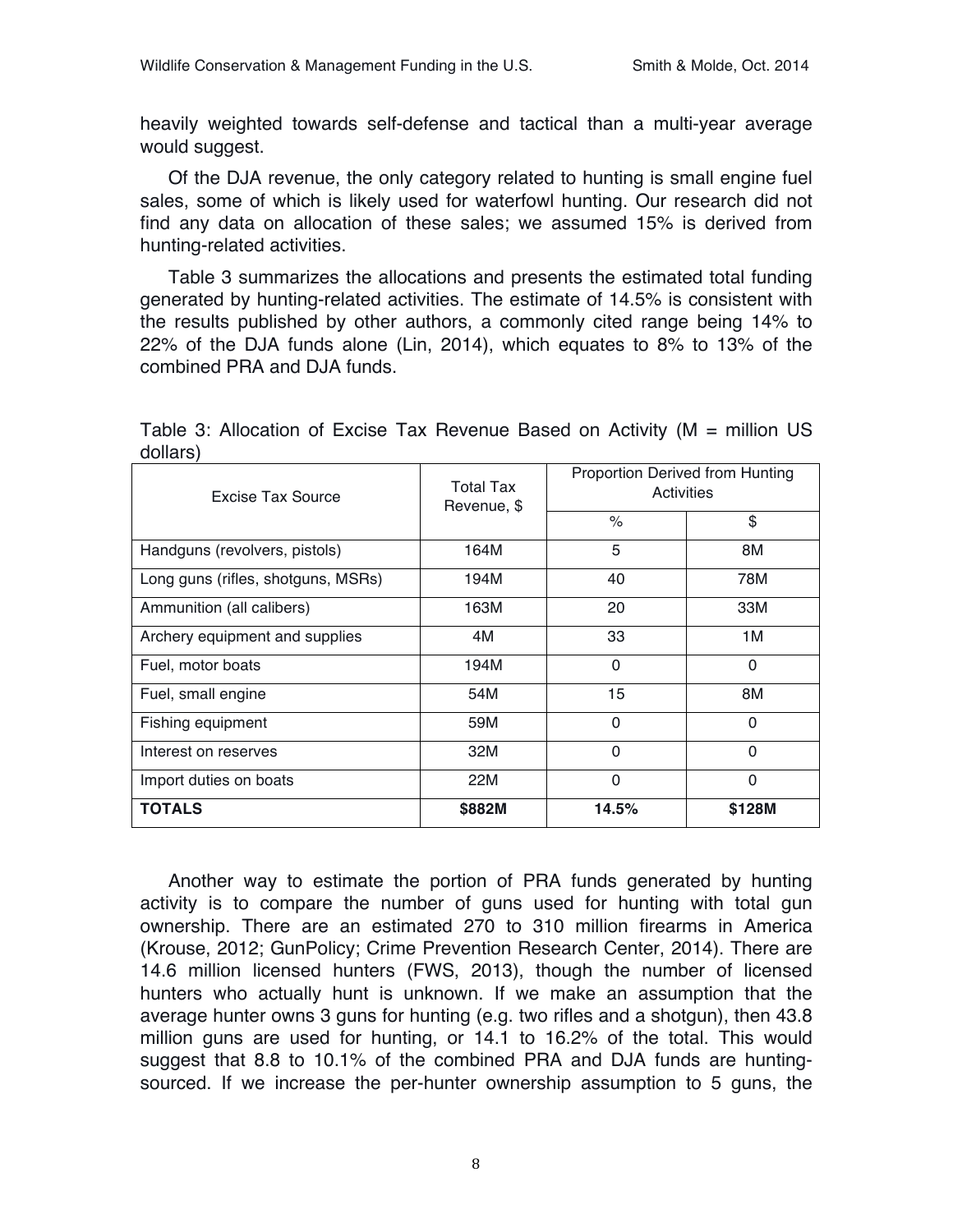heavily weighted towards self-defense and tactical than a multi-year average would suggest.

Of the DJA revenue, the only category related to hunting is small engine fuel sales, some of which is likely used for waterfowl hunting. Our research did not find any data on allocation of these sales; we assumed 15% is derived from hunting-related activities.

Table 3 summarizes the allocations and presents the estimated total funding generated by hunting-related activities. The estimate of 14.5% is consistent with the results published by other authors, a commonly cited range being 14% to 22% of the DJA funds alone (Lin, 2014), which equates to 8% to 13% of the combined PRA and DJA funds.

Table 3: Allocation of Excise Tax Revenue Based on Activity (M = million US dollars)

| Excise Tax Source | Total Tax Revenue, $ | Proportion Derived from Hunting Activities | |
|---|---|---|---|
| | | % | $ |
| Handguns (revolvers, pistols) | 164M | 5 | 8M |
| Long guns (rifles, shotguns, MSRs) | 194M | 40 | 78M |
| Ammunition (all calibers) | 163M | 20 | 33M |
| Archery equipment and supplies | 4M | 33 | 1M |
| Fuel, motor boats | 194M | 0 | 0 |
| Fuel, small engine | 54M | 15 | 8M |
| Fishing equipment | 59M | 0 | 0 |
| Interest on reserves | 32M | 0 | 0 |
| Import duties on boats | 22M | 0 | 0 |
| **TOTALS** | **$882M** | **14.5%** | **$128M** |

Another way to estimate the portion of PRA funds generated by hunting activity is to compare the number of guns used for hunting with total gun ownership. There are an estimated 270 to 310 million firearms in America (Krouse, 2012; GunPolicy; Crime Prevention Research Center, 2014). There are 14.6 million licensed hunters (FWS, 2013), though the number of licensed hunters who actually hunt is unknown. If we make an assumption that the average hunter owns 3 guns for hunting (e.g. two rifles and a shotgun), then 43.8 million guns are used for hunting, or 14.1 to 16.2% of the total. This would suggest that 8.8 to 10.1% of the combined PRA and DJA funds are hunting-sourced. If we increase the per-hunter ownership assumption to 5 guns, the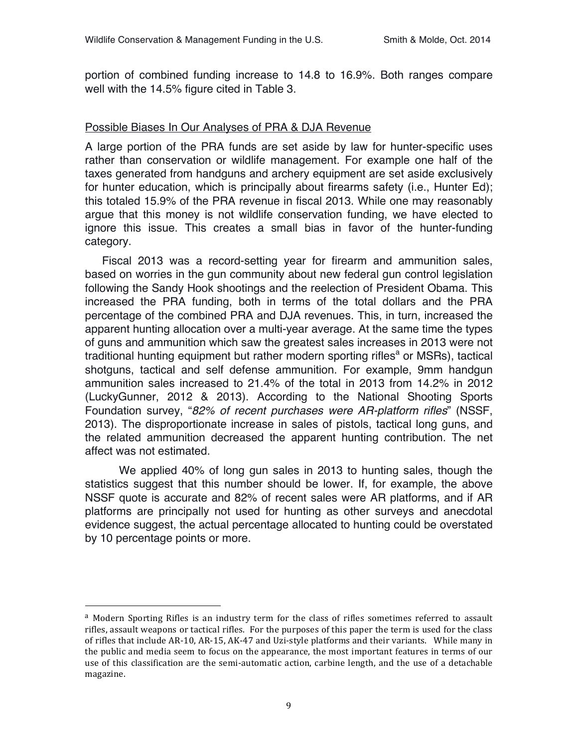portion of combined funding increase to 14.8 to 16.9%. Both ranges compare well with the 14.5% figure cited in Table 3.

## Possible Biases In Our Analyses of PRA & DJA Revenue

A large portion of the PRA funds are set aside by law for hunter-specific uses rather than conservation or wildlife management. For example one half of the taxes generated from handguns and archery equipment are set aside exclusively for hunter education, which is principally about firearms safety (i.e., Hunter Ed); this totaled 15.9% of the PRA revenue in fiscal 2013. While one may reasonably argue that this money is not wildlife conservation funding, we have elected to ignore this issue. This creates a small bias in favor of the hunter-funding category.

Fiscal 2013 was a record-setting year for firearm and ammunition sales, based on worries in the gun community about new federal gun control legislation following the Sandy Hook shootings and the reelection of President Obama. This increased the PRA funding, both in terms of the total dollars and the PRA percentage of the combined PRA and DJA revenues. This, in turn, increased the apparent hunting allocation over a multi-year average. At the same time the types of guns and ammunition which saw the greatest sales increases in 2013 were not traditional hunting equipment but rather modern sporting rifles[a] or MSRs), tactical shotguns, tactical and self defense ammunition. For example, 9mm handgun ammunition sales increased to 21.4% of the total in 2013 from 14.2% in 2012 (LuckyGunner, 2012 & 2013). According to the National Shooting Sports Foundation survey, "*82% of recent purchases were AR-platform rifles*" (NSSF, 2013). The disproportionate increase in sales of pistols, tactical long guns, and the related ammunition decreased the apparent hunting contribution. The net affect was not estimated.

We applied 40% of long gun sales in 2013 to hunting sales, though the statistics suggest that this number should be lower. If, for example, the above NSSF quote is accurate and 82% of recent sales were AR platforms, and if AR platforms are principally not used for hunting as other surveys and anecdotal evidence suggest, the actual percentage allocated to hunting could be overstated by 10 percentage points or more.

---

[a] Modern Sporting Rifles is an industry term for the class of rifles sometimes referred to assault rifles, assault weapons or tactical rifles. For the purposes of this paper the term is used for the class of rifles that include AR-10, AR-15, AK-47 and Uzi-style platforms and their variants. While many in the public and media seem to focus on the appearance, the most important features in terms of our use of this classification are the semi-automatic action, carbine length, and the use of a detachable magazine.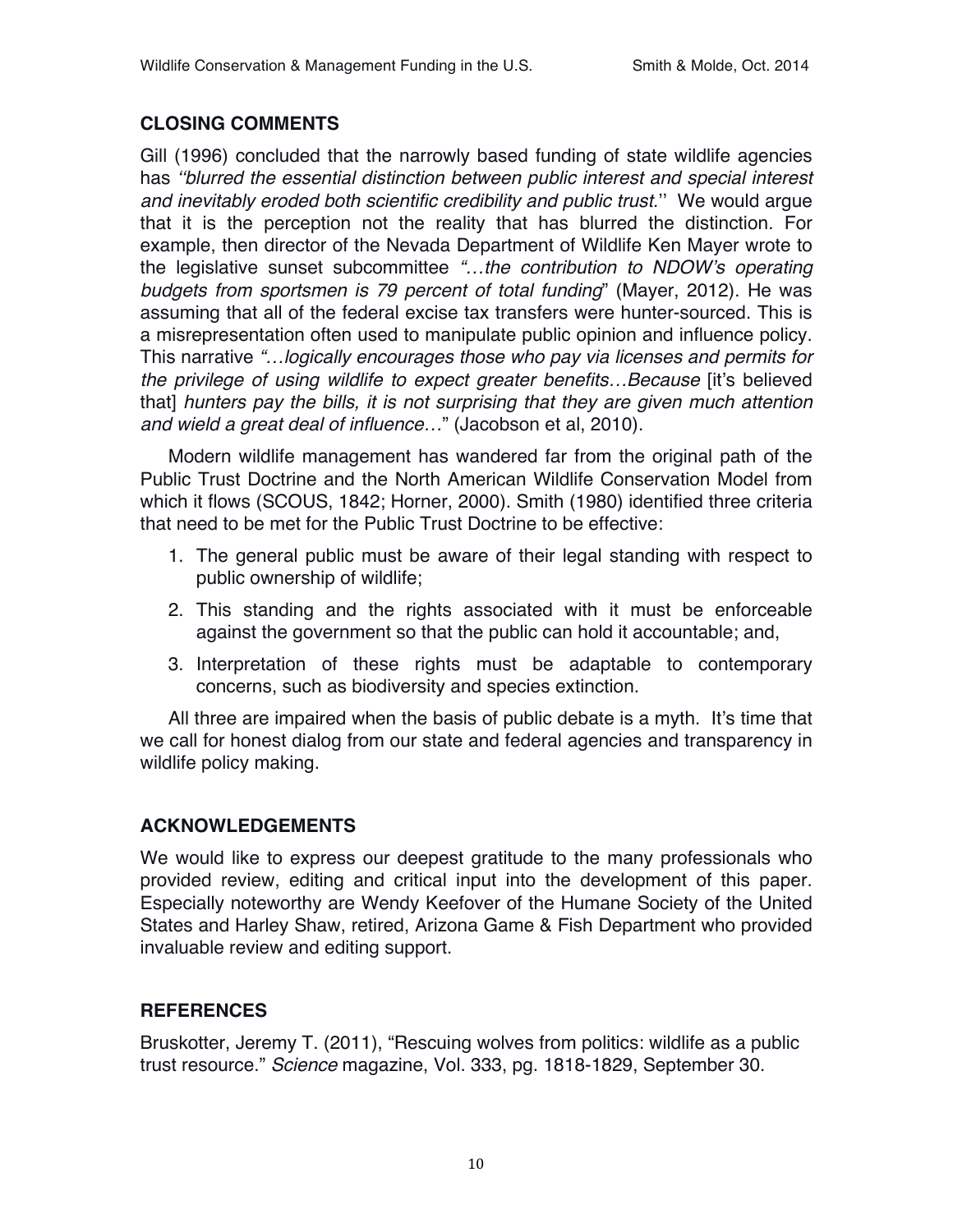## CLOSING COMMENTS

Gill (1996) concluded that the narrowly based funding of state wildlife agencies has *''blurred the essential distinction between public interest and special interest and inevitably eroded both scientific credibility and public trust.''* We would argue that it is the perception not the reality that has blurred the distinction. For example, then director of the Nevada Department of Wildlife Ken Mayer wrote to the legislative sunset subcommittee *"…the contribution to NDOW's operating budgets from sportsmen is 79 percent of total funding*" (Mayer, 2012). He was assuming that all of the federal excise tax transfers were hunter-sourced. This is a misrepresentation often used to manipulate public opinion and influence policy. This narrative *"…logically encourages those who pay via licenses and permits for the privilege of using wildlife to expect greater benefits…Because* [it's believed that] *hunters pay the bills, it is not surprising that they are given much attention and wield a great deal of influence…*" (Jacobson et al, 2010).

Modern wildlife management has wandered far from the original path of the Public Trust Doctrine and the North American Wildlife Conservation Model from which it flows (SCOUS, 1842; Horner, 2000). Smith (1980) identified three criteria that need to be met for the Public Trust Doctrine to be effective:

1. The general public must be aware of their legal standing with respect to public ownership of wildlife;
2. This standing and the rights associated with it must be enforceable against the government so that the public can hold it accountable; and,
3. Interpretation of these rights must be adaptable to contemporary concerns, such as biodiversity and species extinction.

All three are impaired when the basis of public debate is a myth. It's time that we call for honest dialog from our state and federal agencies and transparency in wildlife policy making.

## ACKNOWLEDGEMENTS

We would like to express our deepest gratitude to the many professionals who provided review, editing and critical input into the development of this paper. Especially noteworthy are Wendy Keefover of the Humane Society of the United States and Harley Shaw, retired, Arizona Game & Fish Department who provided invaluable review and editing support.

## REFERENCES

Bruskotter, Jeremy T. (2011), "Rescuing wolves from politics: wildlife as a public trust resource." *Science* magazine, Vol. 333, pg. 1818-1829, September 30.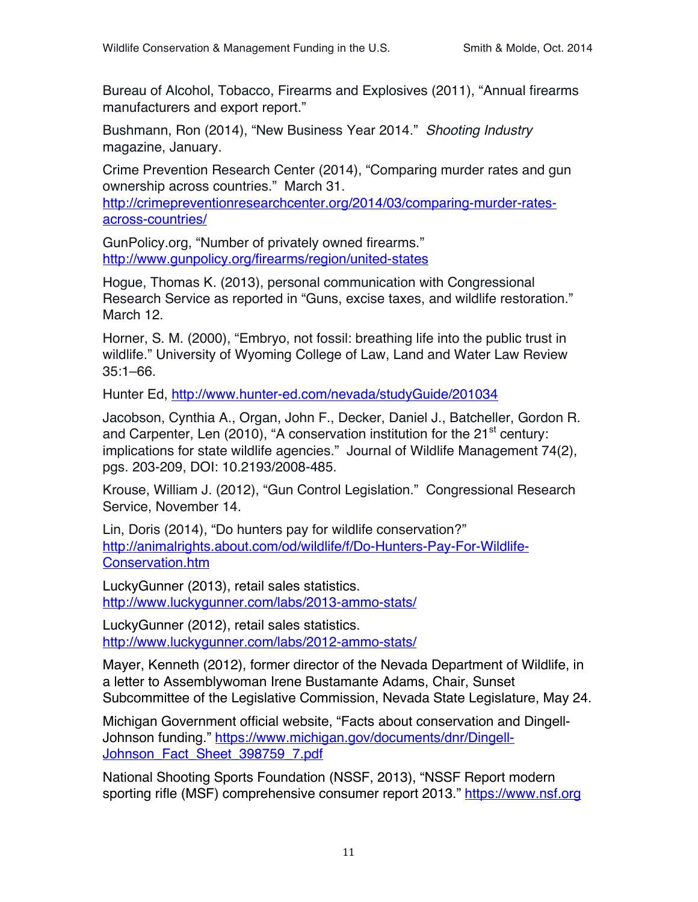Bureau of Alcohol, Tobacco, Firearms and Explosives (2011), "Annual firearms manufacturers and export report."

Bushmann, Ron (2014), "New Business Year 2014." *Shooting Industry* magazine, January.

Crime Prevention Research Center (2014), "Comparing murder rates and gun ownership across countries." March 31. http://crimepreventionresearchcenter.org/2014/03/comparing-murder-rates-across-countries/

GunPolicy.org, "Number of privately owned firearms." http://www.gunpolicy.org/firearms/region/united-states

Hogue, Thomas K. (2013), personal communication with Congressional Research Service as reported in "Guns, excise taxes, and wildlife restoration." March 12.

Horner, S. M. (2000), "Embryo, not fossil: breathing life into the public trust in wildlife." University of Wyoming College of Law, Land and Water Law Review 35:1–66.

Hunter Ed, http://www.hunter-ed.com/nevada/studyGuide/201034

Jacobson, Cynthia A., Organ, John F., Decker, Daniel J., Batcheller, Gordon R. and Carpenter, Len (2010), "A conservation institution for the 21st century: implications for state wildlife agencies." Journal of Wildlife Management 74(2), pgs. 203-209, DOI: 10.2193/2008-485.

Krouse, William J. (2012), "Gun Control Legislation." Congressional Research Service, November 14.

Lin, Doris (2014), "Do hunters pay for wildlife conservation?" http://animalrights.about.com/od/wildlife/f/Do-Hunters-Pay-For-Wildlife-Conservation.htm

LuckyGunner (2013), retail sales statistics. http://www.luckygunner.com/labs/2013-ammo-stats/

LuckyGunner (2012), retail sales statistics. http://www.luckygunner.com/labs/2012-ammo-stats/

Mayer, Kenneth (2012), former director of the Nevada Department of Wildlife, in a letter to Assemblywoman Irene Bustamante Adams, Chair, Sunset Subcommittee of the Legislative Commission, Nevada State Legislature, May 24.

Michigan Government official website, "Facts about conservation and Dingell-Johnson funding." https://www.michigan.gov/documents/dnr/Dingell-Johnson_Fact_Sheet_398759_7.pdf

National Shooting Sports Foundation (NSSF, 2013), "NSSF Report modern sporting rifle (MSF) comprehensive consumer report 2013." https://www.nsf.org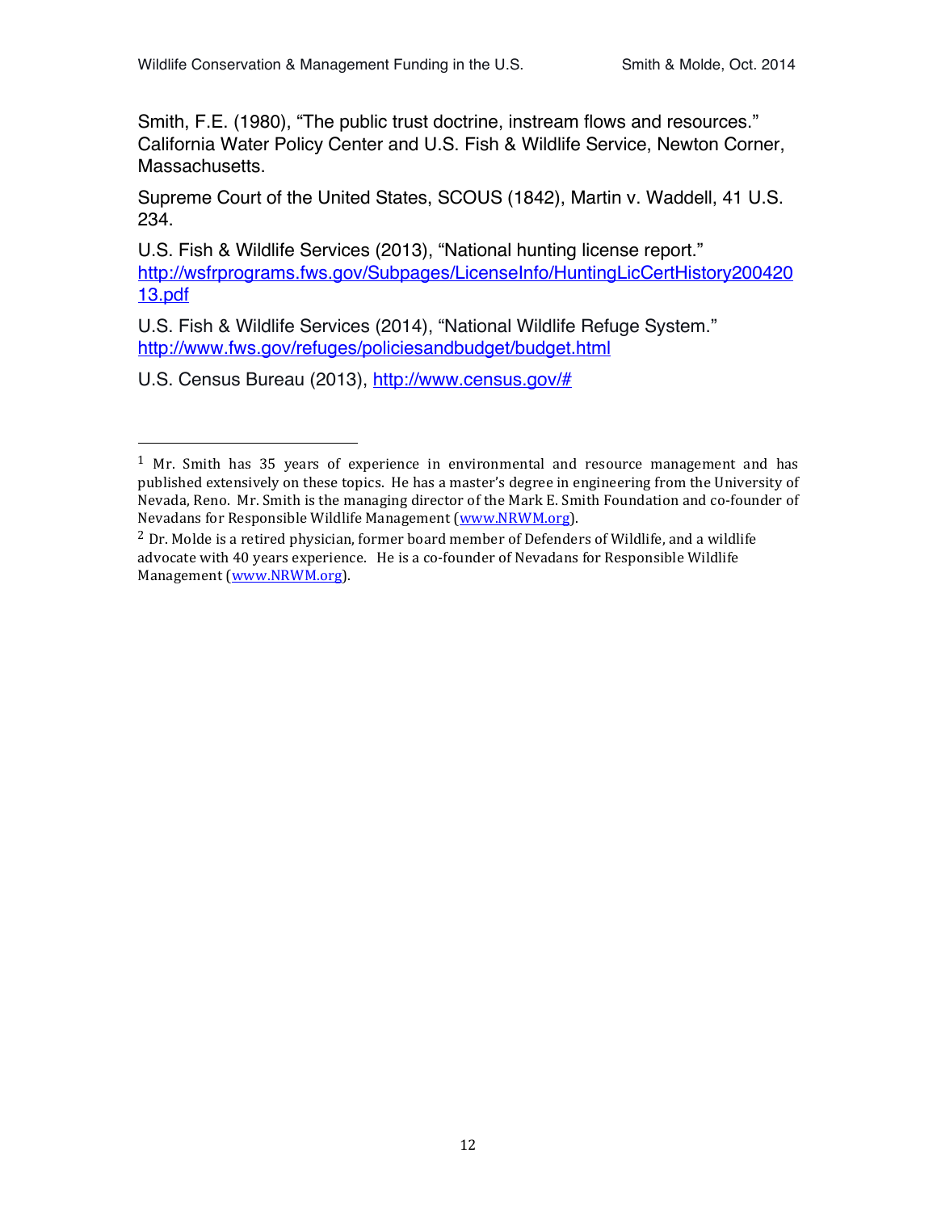Smith, F.E. (1980), "The public trust doctrine, instream flows and resources." California Water Policy Center and U.S. Fish & Wildlife Service, Newton Corner, Massachusetts.

Supreme Court of the United States, SCOUS (1842), Martin v. Waddell, 41 U.S. 234.

U.S. Fish & Wildlife Services (2013), "National hunting license report." http://wsfrprograms.fws.gov/Subpages/LicenseInfo/HuntingLicCertHistory2004-2013.pdf

U.S. Fish & Wildlife Services (2014), "National Wildlife Refuge System." http://www.fws.gov/refuges/policiesandbudget/budget.html

U.S. Census Bureau (2013), http://www.census.gov/#

---

[1] Mr. Smith has 35 years of experience in environmental and resource management and has published extensively on these topics. He has a master's degree in engineering from the University of Nevada, Reno. Mr. Smith is the managing director of the Mark E. Smith Foundation and co-founder of Nevadans for Responsible Wildlife Management (www.NRWM.org).

[2] Dr. Molde is a retired physician, former board member of Defenders of Wildlife, and a wildlife advocate with 40 years experience. He is a co-founder of Nevadans for Responsible Wildlife Management (www.NRWM.org).